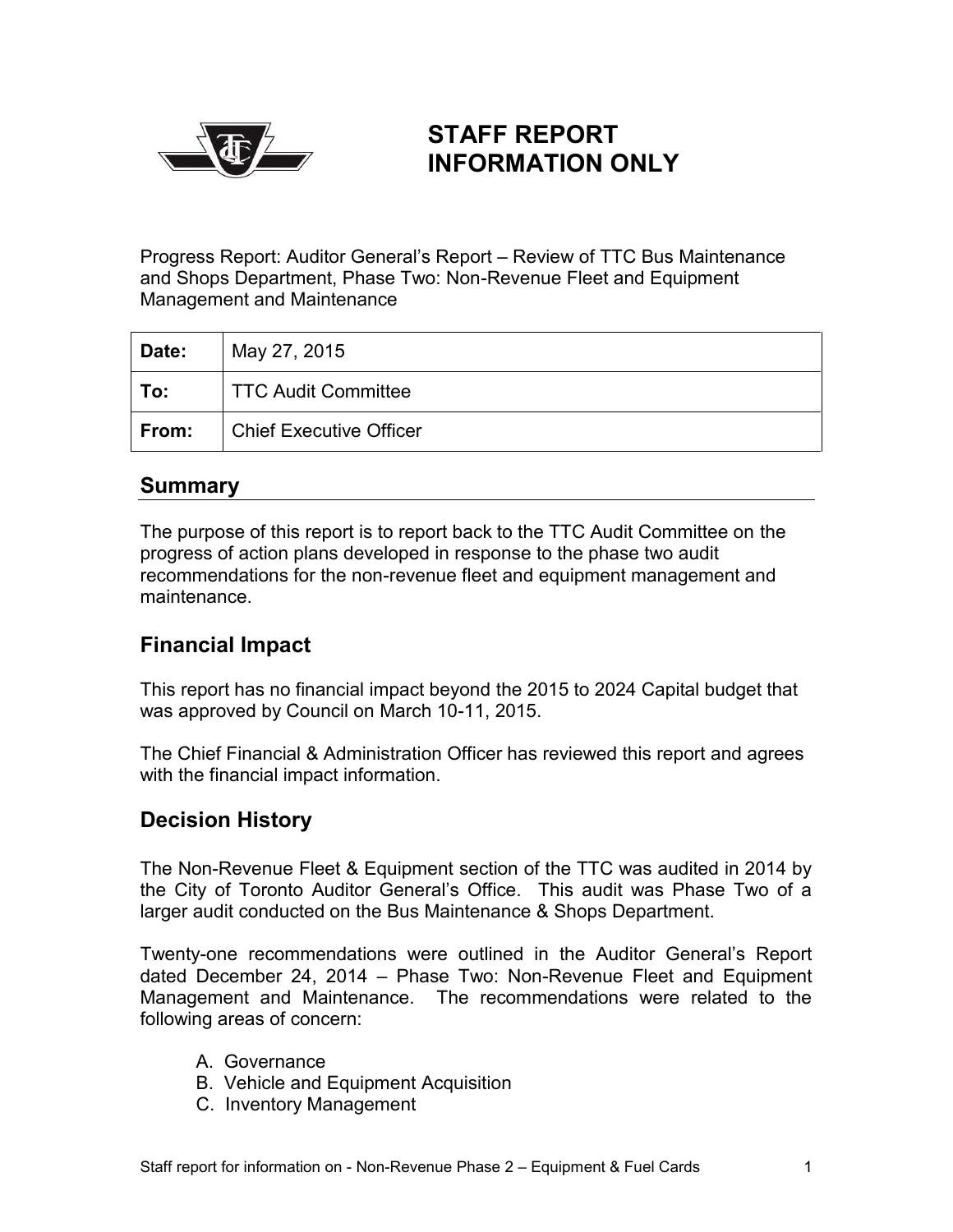# STAFF REPORT
# INFORMATION ONLY

Progress Report: Auditor General's Report – Review of TTC Bus Maintenance and Shops Department, Phase Two: Non-Revenue Fleet and Equipment Management and Maintenance

| **Date:** | May 27, 2015 |
|---|---|
| **To:** | TTC Audit Committee |
| **From:** | Chief Executive Officer |

## Summary

The purpose of this report is to report back to the TTC Audit Committee on the progress of action plans developed in response to the phase two audit recommendations for the non-revenue fleet and equipment management and maintenance.

## Financial Impact

This report has no financial impact beyond the 2015 to 2024 Capital budget that was approved by Council on March 10-11, 2015.

The Chief Financial & Administration Officer has reviewed this report and agrees with the financial impact information.

## Decision History

The Non-Revenue Fleet & Equipment section of the TTC was audited in 2014 by the City of Toronto Auditor General's Office. This audit was Phase Two of a larger audit conducted on the Bus Maintenance & Shops Department.

Twenty-one recommendations were outlined in the Auditor General's Report dated December 24, 2014 – Phase Two: Non-Revenue Fleet and Equipment Management and Maintenance. The recommendations were related to the following areas of concern:

A. Governance
B. Vehicle and Equipment Acquisition
C. Inventory Management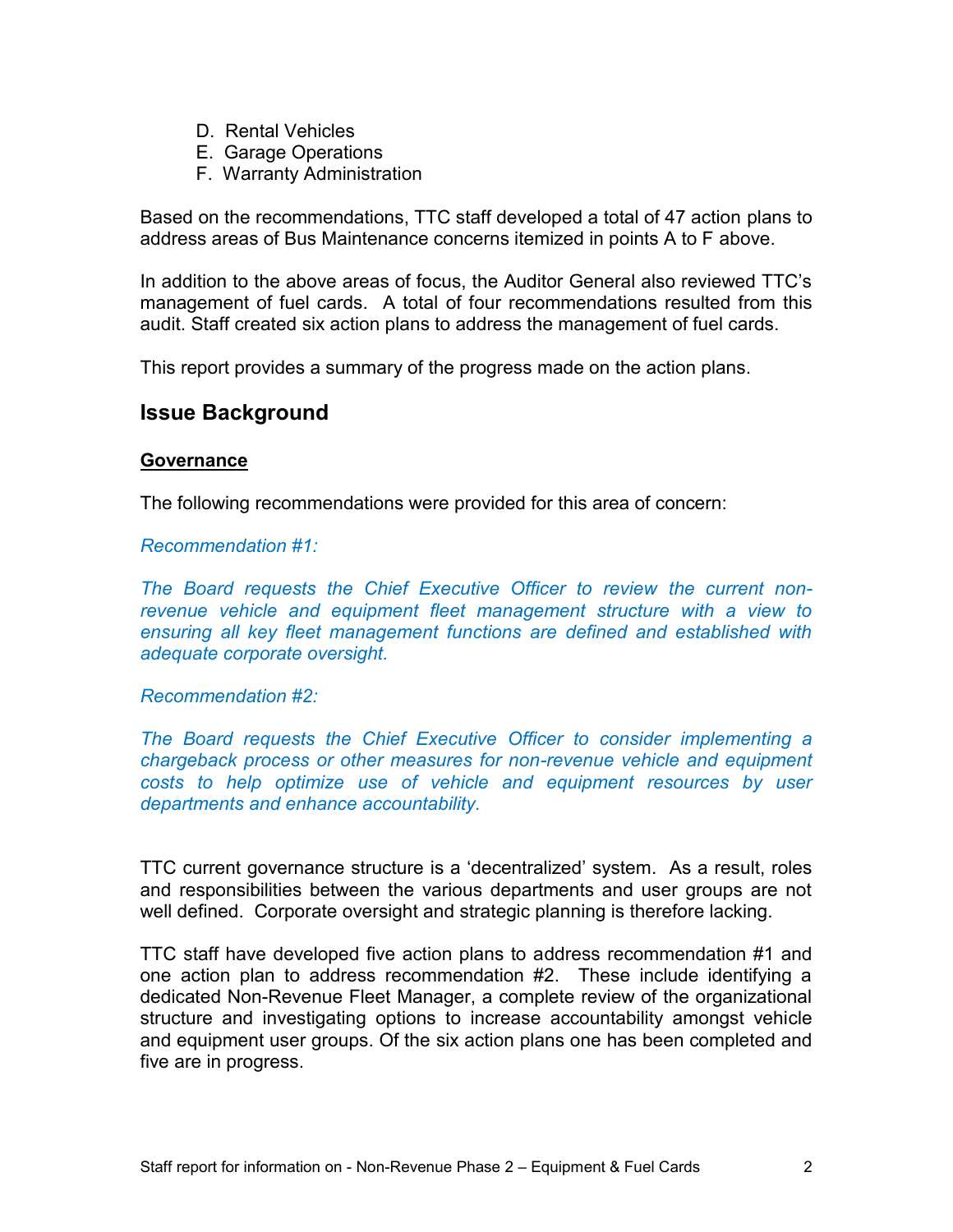D. Rental Vehicles
E. Garage Operations
F. Warranty Administration

Based on the recommendations, TTC staff developed a total of 47 action plans to address areas of Bus Maintenance concerns itemized in points A to F above.

In addition to the above areas of focus, the Auditor General also reviewed TTC's management of fuel cards. A total of four recommendations resulted from this audit. Staff created six action plans to address the management of fuel cards.

This report provides a summary of the progress made on the action plans.

## Issue Background

**Governance**

The following recommendations were provided for this area of concern:

*Recommendation #1:*

*The Board requests the Chief Executive Officer to review the current non-revenue vehicle and equipment fleet management structure with a view to ensuring all key fleet management functions are defined and established with adequate corporate oversight.*

*Recommendation #2:*

*The Board requests the Chief Executive Officer to consider implementing a chargeback process or other measures for non-revenue vehicle and equipment costs to help optimize use of vehicle and equipment resources by user departments and enhance accountability.*

TTC current governance structure is a 'decentralized' system. As a result, roles and responsibilities between the various departments and user groups are not well defined. Corporate oversight and strategic planning is therefore lacking.

TTC staff have developed five action plans to address recommendation #1 and one action plan to address recommendation #2. These include identifying a dedicated Non-Revenue Fleet Manager, a complete review of the organizational structure and investigating options to increase accountability amongst vehicle and equipment user groups. Of the six action plans one has been completed and five are in progress.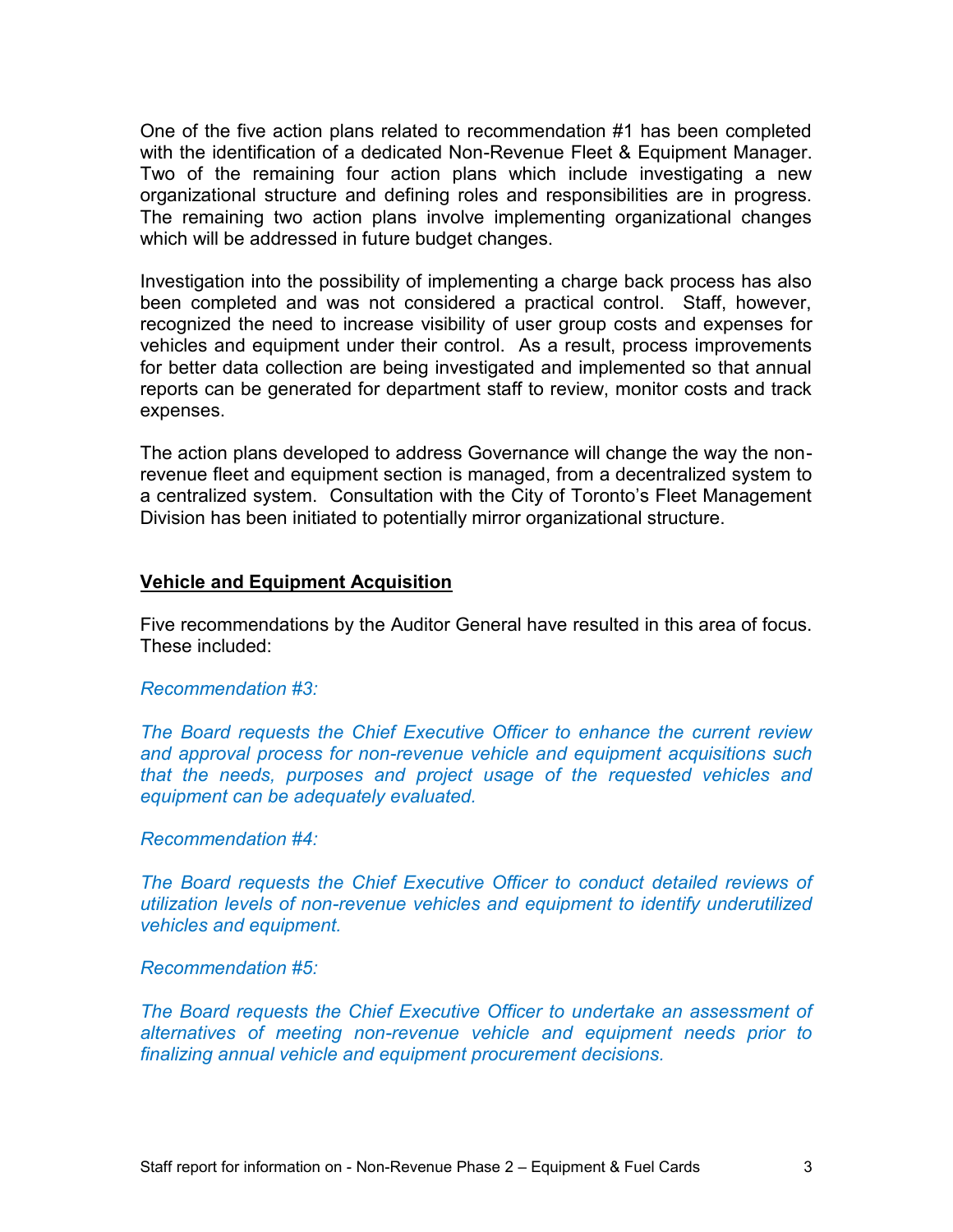One of the five action plans related to recommendation #1 has been completed with the identification of a dedicated Non-Revenue Fleet & Equipment Manager. Two of the remaining four action plans which include investigating a new organizational structure and defining roles and responsibilities are in progress. The remaining two action plans involve implementing organizational changes which will be addressed in future budget changes.

Investigation into the possibility of implementing a charge back process has also been completed and was not considered a practical control. Staff, however, recognized the need to increase visibility of user group costs and expenses for vehicles and equipment under their control. As a result, process improvements for better data collection are being investigated and implemented so that annual reports can be generated for department staff to review, monitor costs and track expenses.

The action plans developed to address Governance will change the way the non-revenue fleet and equipment section is managed, from a decentralized system to a centralized system. Consultation with the City of Toronto's Fleet Management Division has been initiated to potentially mirror organizational structure.

**Vehicle and Equipment Acquisition**

Five recommendations by the Auditor General have resulted in this area of focus. These included:

*Recommendation #3:*

*The Board requests the Chief Executive Officer to enhance the current review and approval process for non-revenue vehicle and equipment acquisitions such that the needs, purposes and project usage of the requested vehicles and equipment can be adequately evaluated.*

*Recommendation #4:*

*The Board requests the Chief Executive Officer to conduct detailed reviews of utilization levels of non-revenue vehicles and equipment to identify underutilized vehicles and equipment.*

*Recommendation #5:*

*The Board requests the Chief Executive Officer to undertake an assessment of alternatives of meeting non-revenue vehicle and equipment needs prior to finalizing annual vehicle and equipment procurement decisions.*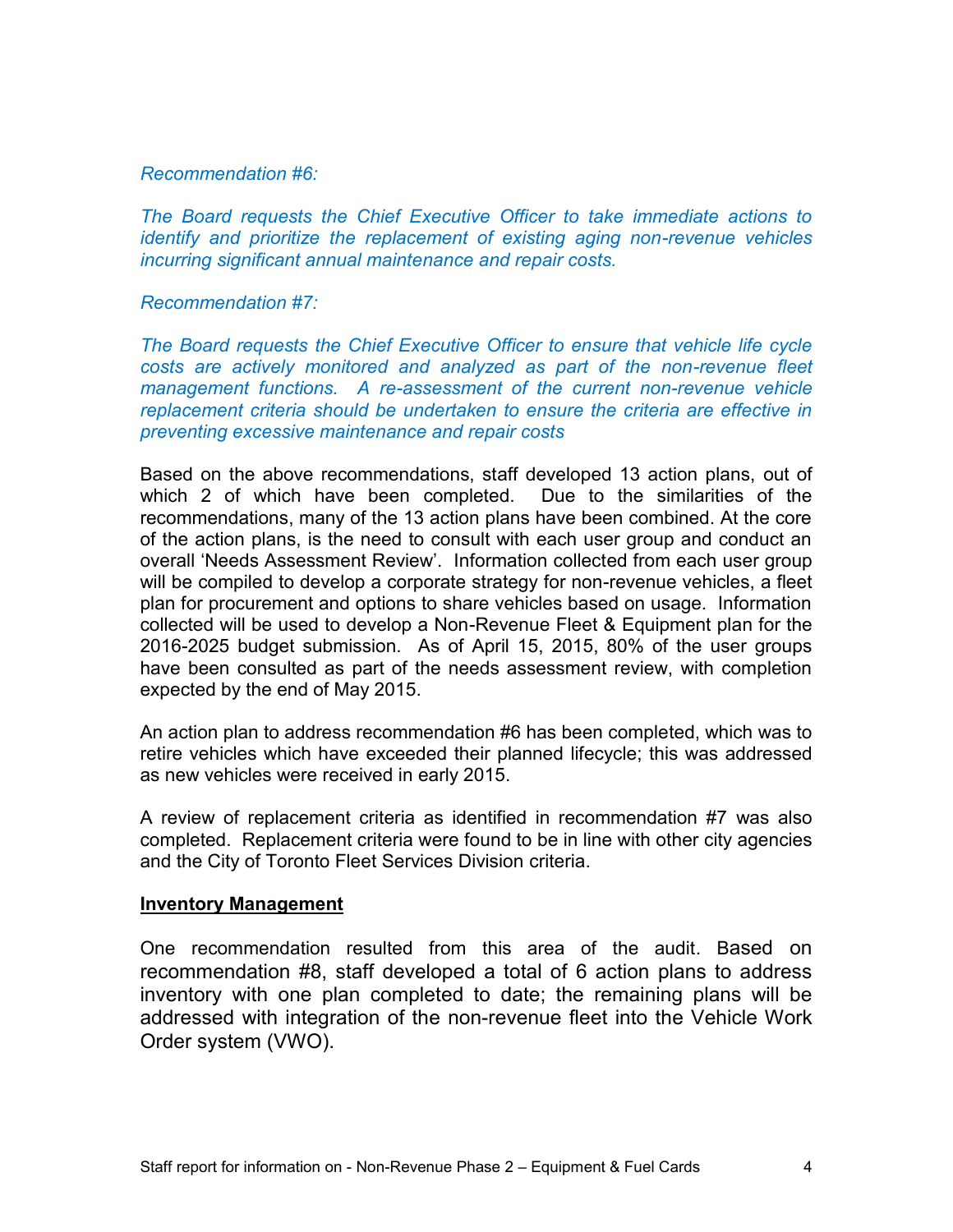*Recommendation #6:*

*The Board requests the Chief Executive Officer to take immediate actions to identify and prioritize the replacement of existing aging non-revenue vehicles incurring significant annual maintenance and repair costs.*

*Recommendation #7:*

*The Board requests the Chief Executive Officer to ensure that vehicle life cycle costs are actively monitored and analyzed as part of the non-revenue fleet management functions. A re-assessment of the current non-revenue vehicle replacement criteria should be undertaken to ensure the criteria are effective in preventing excessive maintenance and repair costs*

Based on the above recommendations, staff developed 13 action plans, out of which 2 of which have been completed. Due to the similarities of the recommendations, many of the 13 action plans have been combined. At the core of the action plans, is the need to consult with each user group and conduct an overall 'Needs Assessment Review'. Information collected from each user group will be compiled to develop a corporate strategy for non-revenue vehicles, a fleet plan for procurement and options to share vehicles based on usage. Information collected will be used to develop a Non-Revenue Fleet & Equipment plan for the 2016-2025 budget submission. As of April 15, 2015, 80% of the user groups have been consulted as part of the needs assessment review, with completion expected by the end of May 2015.

An action plan to address recommendation #6 has been completed, which was to retire vehicles which have exceeded their planned lifecycle; this was addressed as new vehicles were received in early 2015.

A review of replacement criteria as identified in recommendation #7 was also completed. Replacement criteria were found to be in line with other city agencies and the City of Toronto Fleet Services Division criteria.

**Inventory Management**

One recommendation resulted from this area of the audit. Based on recommendation #8, staff developed a total of 6 action plans to address inventory with one plan completed to date; the remaining plans will be addressed with integration of the non-revenue fleet into the Vehicle Work Order system (VWO).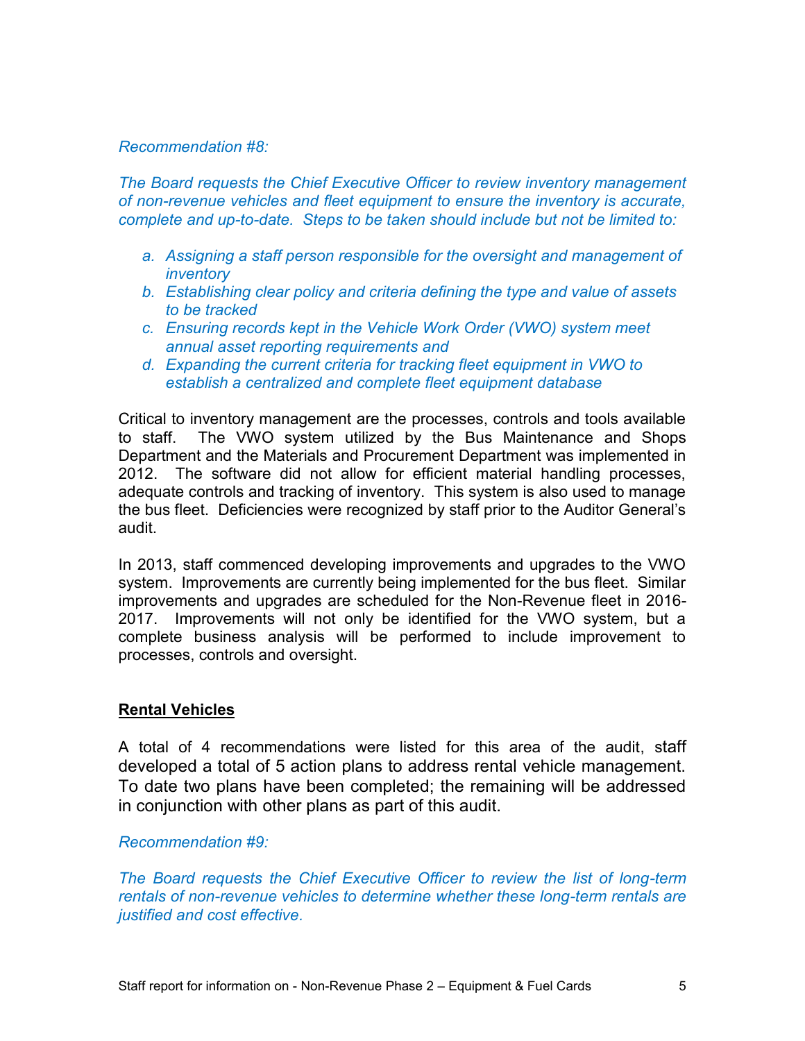*Recommendation #8:*

*The Board requests the Chief Executive Officer to review inventory management of non-revenue vehicles and fleet equipment to ensure the inventory is accurate, complete and up-to-date. Steps to be taken should include but not be limited to:*

- *a. Assigning a staff person responsible for the oversight and management of inventory*
- *b. Establishing clear policy and criteria defining the type and value of assets to be tracked*
- *c. Ensuring records kept in the Vehicle Work Order (VWO) system meet annual asset reporting requirements and*
- *d. Expanding the current criteria for tracking fleet equipment in VWO to establish a centralized and complete fleet equipment database*

Critical to inventory management are the processes, controls and tools available to staff. The VWO system utilized by the Bus Maintenance and Shops Department and the Materials and Procurement Department was implemented in 2012. The software did not allow for efficient material handling processes, adequate controls and tracking of inventory. This system is also used to manage the bus fleet. Deficiencies were recognized by staff prior to the Auditor General's audit.

In 2013, staff commenced developing improvements and upgrades to the VWO system. Improvements are currently being implemented for the bus fleet. Similar improvements and upgrades are scheduled for the Non-Revenue fleet in 2016-2017. Improvements will not only be identified for the VWO system, but a complete business analysis will be performed to include improvement to processes, controls and oversight.

**Rental Vehicles**

A total of 4 recommendations were listed for this area of the audit, staff developed a total of 5 action plans to address rental vehicle management. To date two plans have been completed; the remaining will be addressed in conjunction with other plans as part of this audit.

*Recommendation #9:*

*The Board requests the Chief Executive Officer to review the list of long-term rentals of non-revenue vehicles to determine whether these long-term rentals are justified and cost effective.*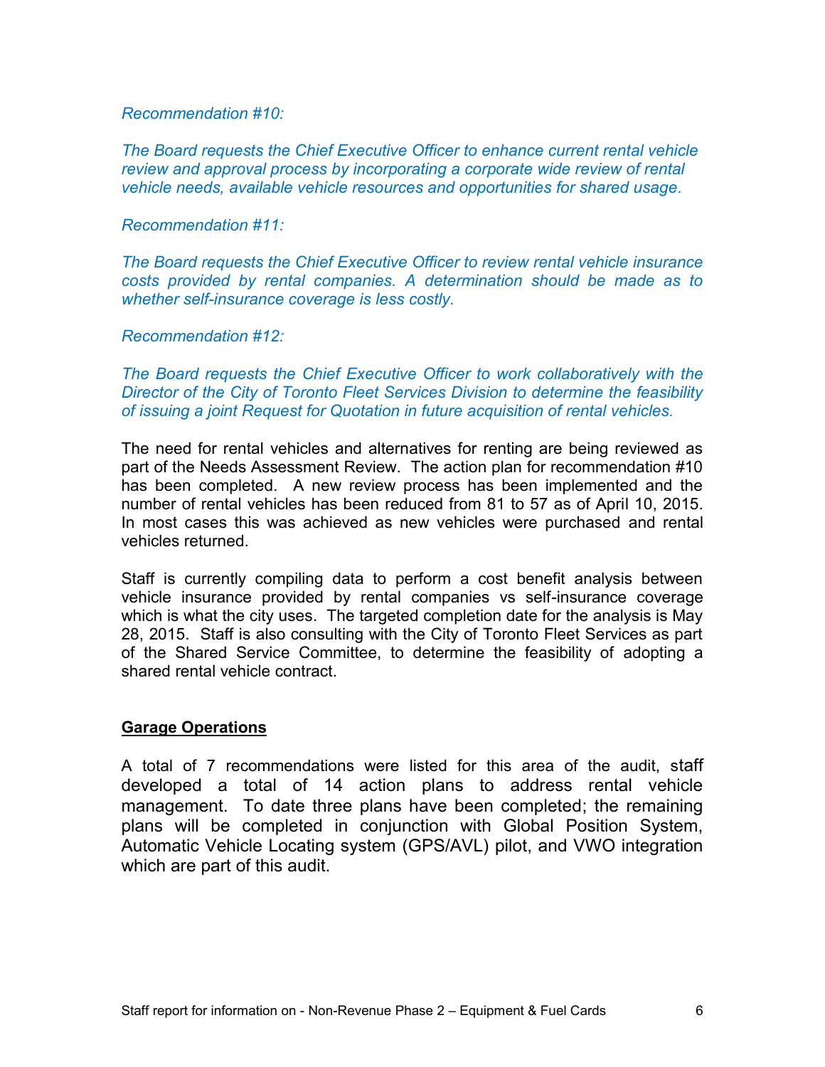*Recommendation #10:*

*The Board requests the Chief Executive Officer to enhance current rental vehicle review and approval process by incorporating a corporate wide review of rental vehicle needs, available vehicle resources and opportunities for shared usage.*

*Recommendation #11:*

*The Board requests the Chief Executive Officer to review rental vehicle insurance costs provided by rental companies. A determination should be made as to whether self-insurance coverage is less costly.*

*Recommendation #12:*

*The Board requests the Chief Executive Officer to work collaboratively with the Director of the City of Toronto Fleet Services Division to determine the feasibility of issuing a joint Request for Quotation in future acquisition of rental vehicles.*

The need for rental vehicles and alternatives for renting are being reviewed as part of the Needs Assessment Review. The action plan for recommendation #10 has been completed. A new review process has been implemented and the number of rental vehicles has been reduced from 81 to 57 as of April 10, 2015. In most cases this was achieved as new vehicles were purchased and rental vehicles returned.

Staff is currently compiling data to perform a cost benefit analysis between vehicle insurance provided by rental companies vs self-insurance coverage which is what the city uses. The targeted completion date for the analysis is May 28, 2015. Staff is also consulting with the City of Toronto Fleet Services as part of the Shared Service Committee, to determine the feasibility of adopting a shared rental vehicle contract.

**Garage Operations**

A total of 7 recommendations were listed for this area of the audit, staff developed a total of 14 action plans to address rental vehicle management. To date three plans have been completed; the remaining plans will be completed in conjunction with Global Position System, Automatic Vehicle Locating system (GPS/AVL) pilot, and VWO integration which are part of this audit.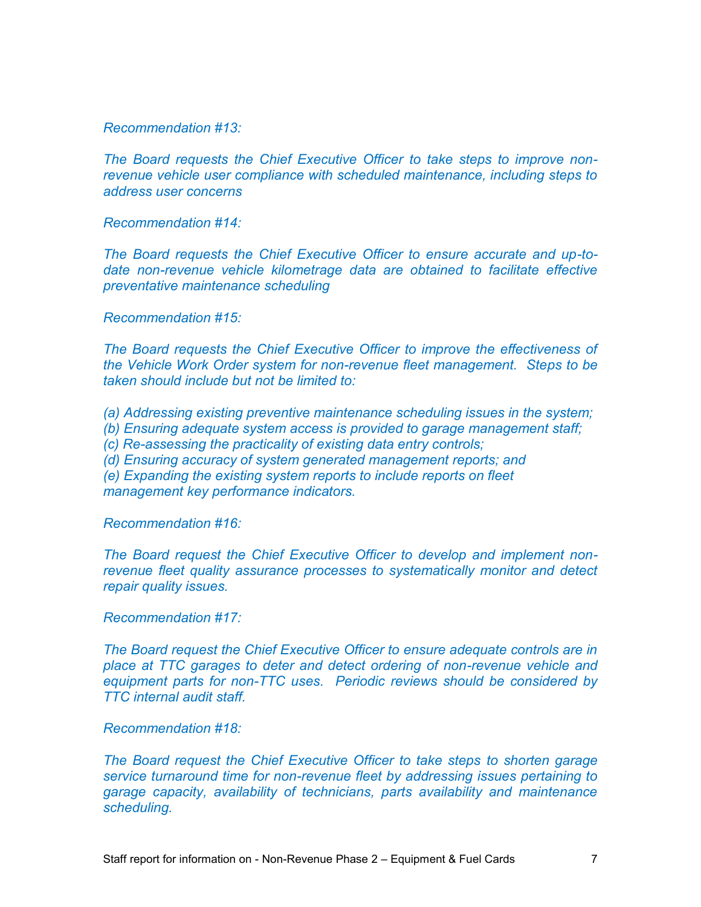*Recommendation #13:*

*The Board requests the Chief Executive Officer to take steps to improve non-revenue vehicle user compliance with scheduled maintenance, including steps to address user concerns*

*Recommendation #14:*

*The Board requests the Chief Executive Officer to ensure accurate and up-to-date non-revenue vehicle kilometrage data are obtained to facilitate effective preventative maintenance scheduling*

*Recommendation #15:*

*The Board requests the Chief Executive Officer to improve the effectiveness of the Vehicle Work Order system for non-revenue fleet management. Steps to be taken should include but not be limited to:*

*(a) Addressing existing preventive maintenance scheduling issues in the system;*
*(b) Ensuring adequate system access is provided to garage management staff;*
*(c) Re-assessing the practicality of existing data entry controls;*
*(d) Ensuring accuracy of system generated management reports; and*
*(e) Expanding the existing system reports to include reports on fleet management key performance indicators.*

*Recommendation #16:*

*The Board request the Chief Executive Officer to develop and implement non-revenue fleet quality assurance processes to systematically monitor and detect repair quality issues.*

*Recommendation #17:*

*The Board request the Chief Executive Officer to ensure adequate controls are in place at TTC garages to deter and detect ordering of non-revenue vehicle and equipment parts for non-TTC uses. Periodic reviews should be considered by TTC internal audit staff.*

*Recommendation #18:*

*The Board request the Chief Executive Officer to take steps to shorten garage service turnaround time for non-revenue fleet by addressing issues pertaining to garage capacity, availability of technicians, parts availability and maintenance scheduling.*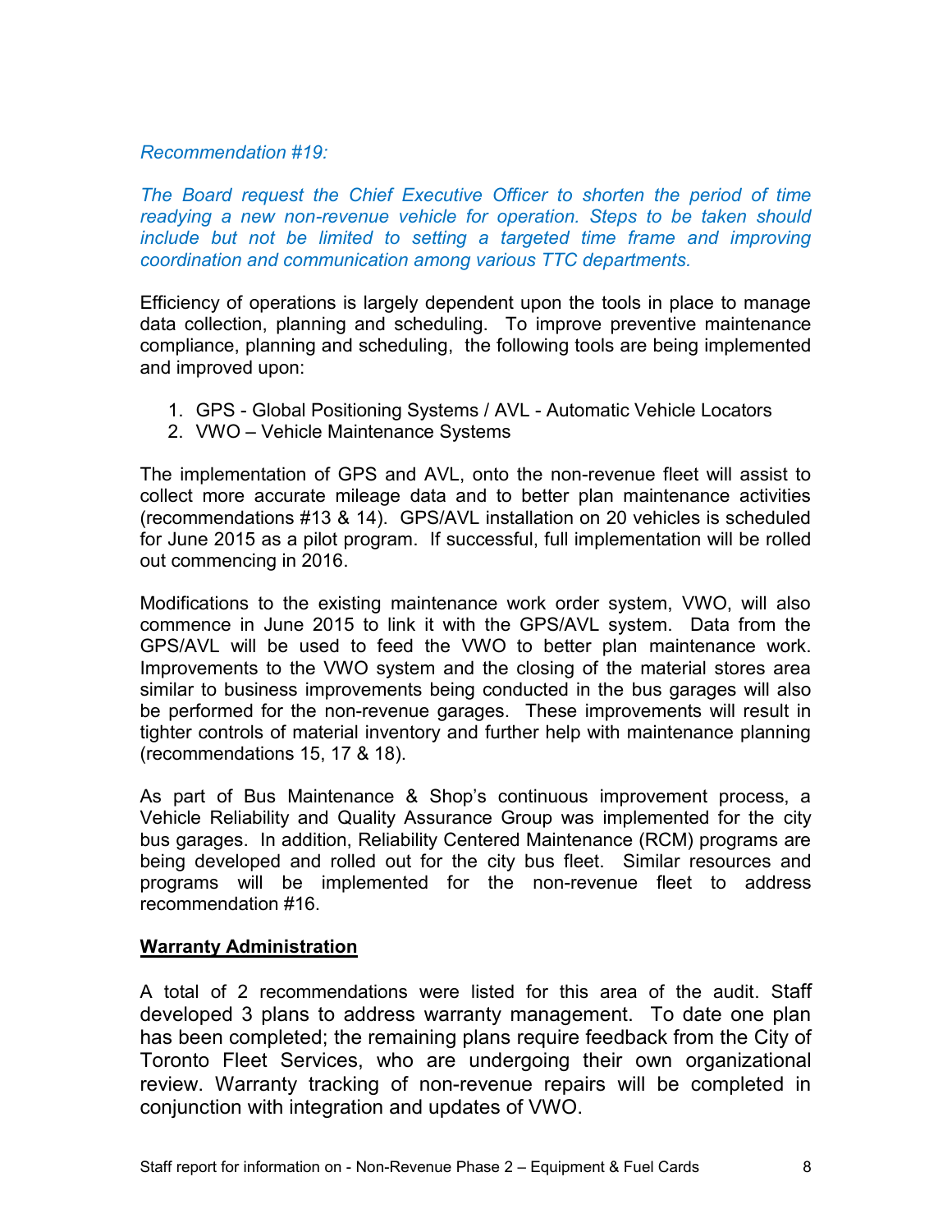*Recommendation #19:*

*The Board request the Chief Executive Officer to shorten the period of time readying a new non-revenue vehicle for operation. Steps to be taken should include but not be limited to setting a targeted time frame and improving coordination and communication among various TTC departments.*

Efficiency of operations is largely dependent upon the tools in place to manage data collection, planning and scheduling. To improve preventive maintenance compliance, planning and scheduling, the following tools are being implemented and improved upon:

1. GPS - Global Positioning Systems / AVL - Automatic Vehicle Locators
2. VWO – Vehicle Maintenance Systems

The implementation of GPS and AVL, onto the non-revenue fleet will assist to collect more accurate mileage data and to better plan maintenance activities (recommendations #13 & 14). GPS/AVL installation on 20 vehicles is scheduled for June 2015 as a pilot program. If successful, full implementation will be rolled out commencing in 2016.

Modifications to the existing maintenance work order system, VWO, will also commence in June 2015 to link it with the GPS/AVL system. Data from the GPS/AVL will be used to feed the VWO to better plan maintenance work. Improvements to the VWO system and the closing of the material stores area similar to business improvements being conducted in the bus garages will also be performed for the non-revenue garages. These improvements will result in tighter controls of material inventory and further help with maintenance planning (recommendations 15, 17 & 18).

As part of Bus Maintenance & Shop's continuous improvement process, a Vehicle Reliability and Quality Assurance Group was implemented for the city bus garages. In addition, Reliability Centered Maintenance (RCM) programs are being developed and rolled out for the city bus fleet. Similar resources and programs will be implemented for the non-revenue fleet to address recommendation #16.

**Warranty Administration**

A total of 2 recommendations were listed for this area of the audit. Staff developed 3 plans to address warranty management. To date one plan has been completed; the remaining plans require feedback from the City of Toronto Fleet Services, who are undergoing their own organizational review. Warranty tracking of non-revenue repairs will be completed in conjunction with integration and updates of VWO.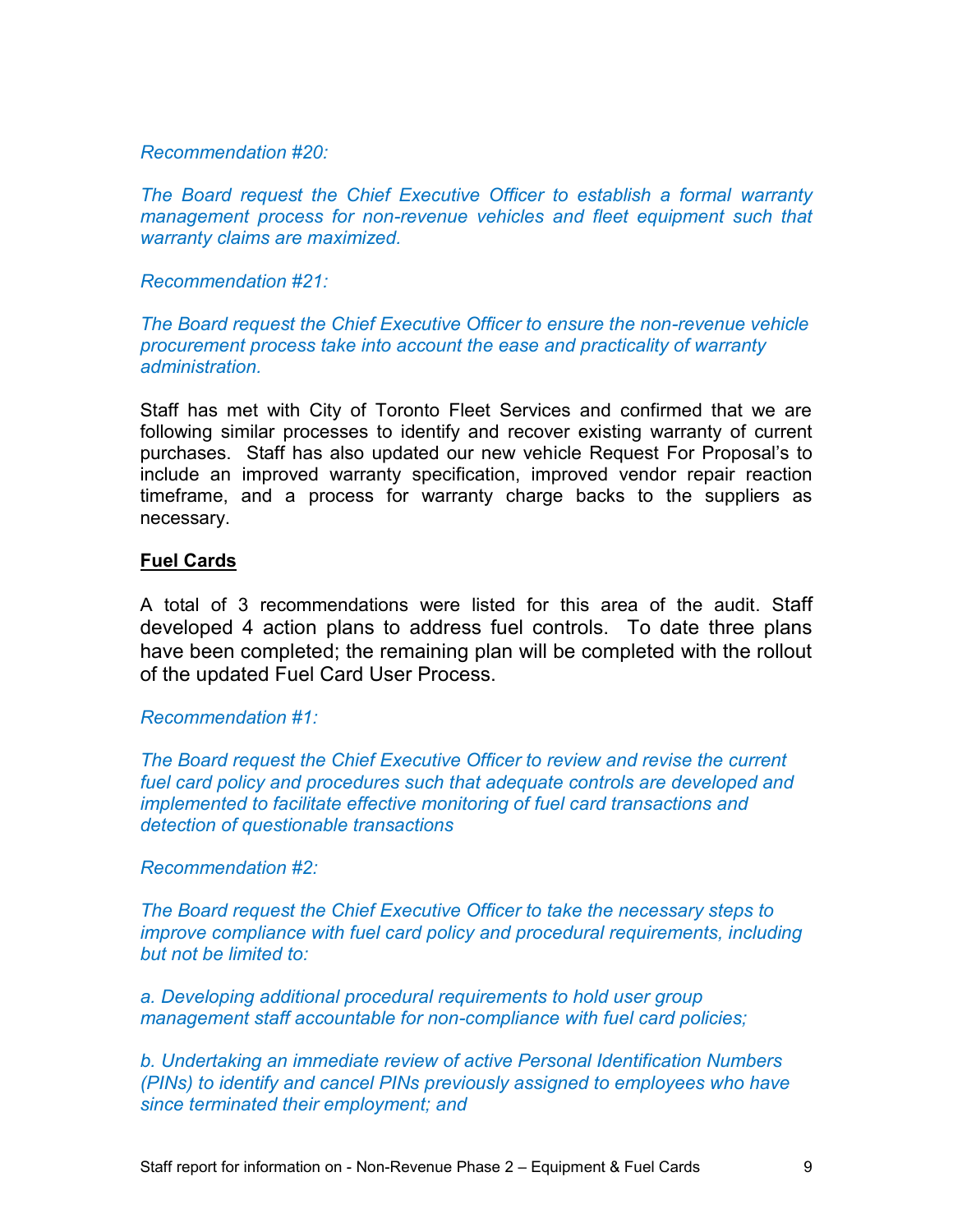*Recommendation #20:*

*The Board request the Chief Executive Officer to establish a formal warranty management process for non-revenue vehicles and fleet equipment such that warranty claims are maximized.*

*Recommendation #21:*

*The Board request the Chief Executive Officer to ensure the non-revenue vehicle procurement process take into account the ease and practicality of warranty administration.*

Staff has met with City of Toronto Fleet Services and confirmed that we are following similar processes to identify and recover existing warranty of current purchases. Staff has also updated our new vehicle Request For Proposal's to include an improved warranty specification, improved vendor repair reaction timeframe, and a process for warranty charge backs to the suppliers as necessary.

**Fuel Cards**

A total of 3 recommendations were listed for this area of the audit. Staff developed 4 action plans to address fuel controls. To date three plans have been completed; the remaining plan will be completed with the rollout of the updated Fuel Card User Process.

*Recommendation #1:*

*The Board request the Chief Executive Officer to review and revise the current fuel card policy and procedures such that adequate controls are developed and implemented to facilitate effective monitoring of fuel card transactions and detection of questionable transactions*

*Recommendation #2:*

*The Board request the Chief Executive Officer to take the necessary steps to improve compliance with fuel card policy and procedural requirements, including but not be limited to:*

*a. Developing additional procedural requirements to hold user group management staff accountable for non-compliance with fuel card policies;*

*b. Undertaking an immediate review of active Personal Identification Numbers (PINs) to identify and cancel PINs previously assigned to employees who have since terminated their employment; and*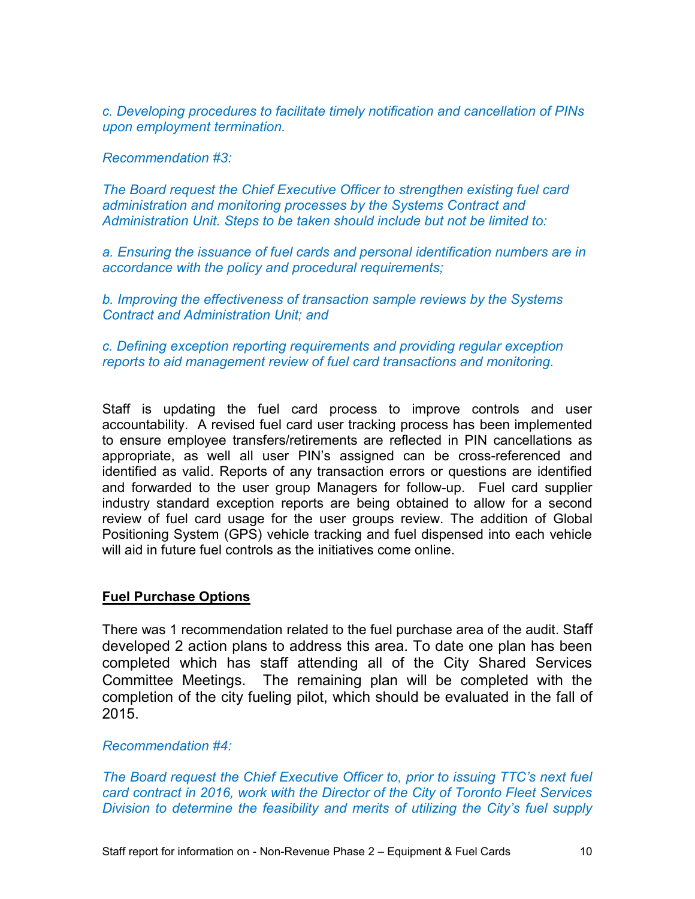*c. Developing procedures to facilitate timely notification and cancellation of PINs upon employment termination.*

*Recommendation #3:*

*The Board request the Chief Executive Officer to strengthen existing fuel card administration and monitoring processes by the Systems Contract and Administration Unit. Steps to be taken should include but not be limited to:*

*a. Ensuring the issuance of fuel cards and personal identification numbers are in accordance with the policy and procedural requirements;*

*b. Improving the effectiveness of transaction sample reviews by the Systems Contract and Administration Unit; and*

*c. Defining exception reporting requirements and providing regular exception reports to aid management review of fuel card transactions and monitoring.*

Staff is updating the fuel card process to improve controls and user accountability. A revised fuel card user tracking process has been implemented to ensure employee transfers/retirements are reflected in PIN cancellations as appropriate, as well all user PIN's assigned can be cross-referenced and identified as valid. Reports of any transaction errors or questions are identified and forwarded to the user group Managers for follow-up. Fuel card supplier industry standard exception reports are being obtained to allow for a second review of fuel card usage for the user groups review. The addition of Global Positioning System (GPS) vehicle tracking and fuel dispensed into each vehicle will aid in future fuel controls as the initiatives come online.

**Fuel Purchase Options**

There was 1 recommendation related to the fuel purchase area of the audit. Staff developed 2 action plans to address this area. To date one plan has been completed which has staff attending all of the City Shared Services Committee Meetings. The remaining plan will be completed with the completion of the city fueling pilot, which should be evaluated in the fall of 2015.

*Recommendation #4:*

*The Board request the Chief Executive Officer to, prior to issuing TTC's next fuel card contract in 2016, work with the Director of the City of Toronto Fleet Services Division to determine the feasibility and merits of utilizing the City's fuel supply*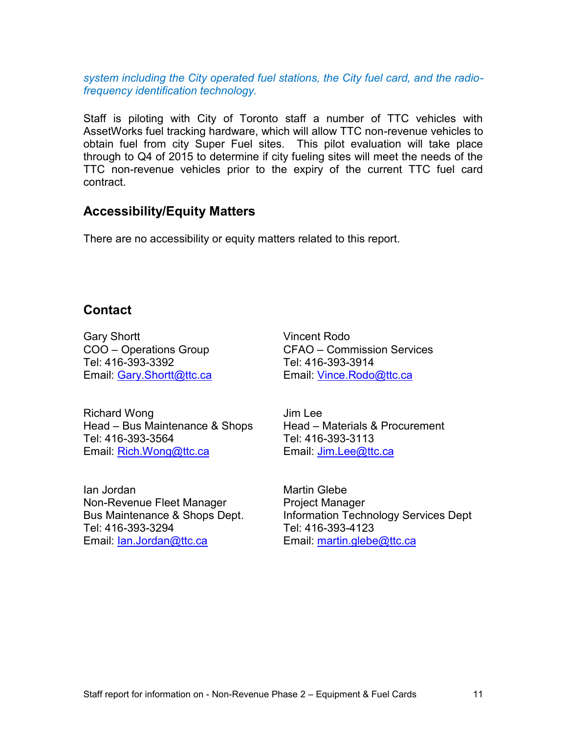*system including the City operated fuel stations, the City fuel card, and the radio-frequency identification technology.*

Staff is piloting with City of Toronto staff a number of TTC vehicles with AssetWorks fuel tracking hardware, which will allow TTC non-revenue vehicles to obtain fuel from city Super Fuel sites. This pilot evaluation will take place through to Q4 of 2015 to determine if city fueling sites will meet the needs of the TTC non-revenue vehicles prior to the expiry of the current TTC fuel card contract.

## Accessibility/Equity Matters

There are no accessibility or equity matters related to this report.

## Contact

Gary Shortt
COO – Operations Group
Tel: 416-393-3392
Email: Gary.Shortt@ttc.ca

Vincent Rodo
CFAO – Commission Services
Tel: 416-393-3914
Email: Vince.Rodo@ttc.ca

Richard Wong
Head – Bus Maintenance & Shops
Tel: 416-393-3564
Email: Rich.Wong@ttc.ca

Jim Lee
Head – Materials & Procurement
Tel: 416-393-3113
Email: Jim.Lee@ttc.ca

Ian Jordan
Non-Revenue Fleet Manager
Bus Maintenance & Shops Dept.
Tel: 416-393-3294
Email: Ian.Jordan@ttc.ca

Martin Glebe
Project Manager
Information Technology Services Dept
Tel: 416-393-4123
Email: martin.glebe@ttc.ca